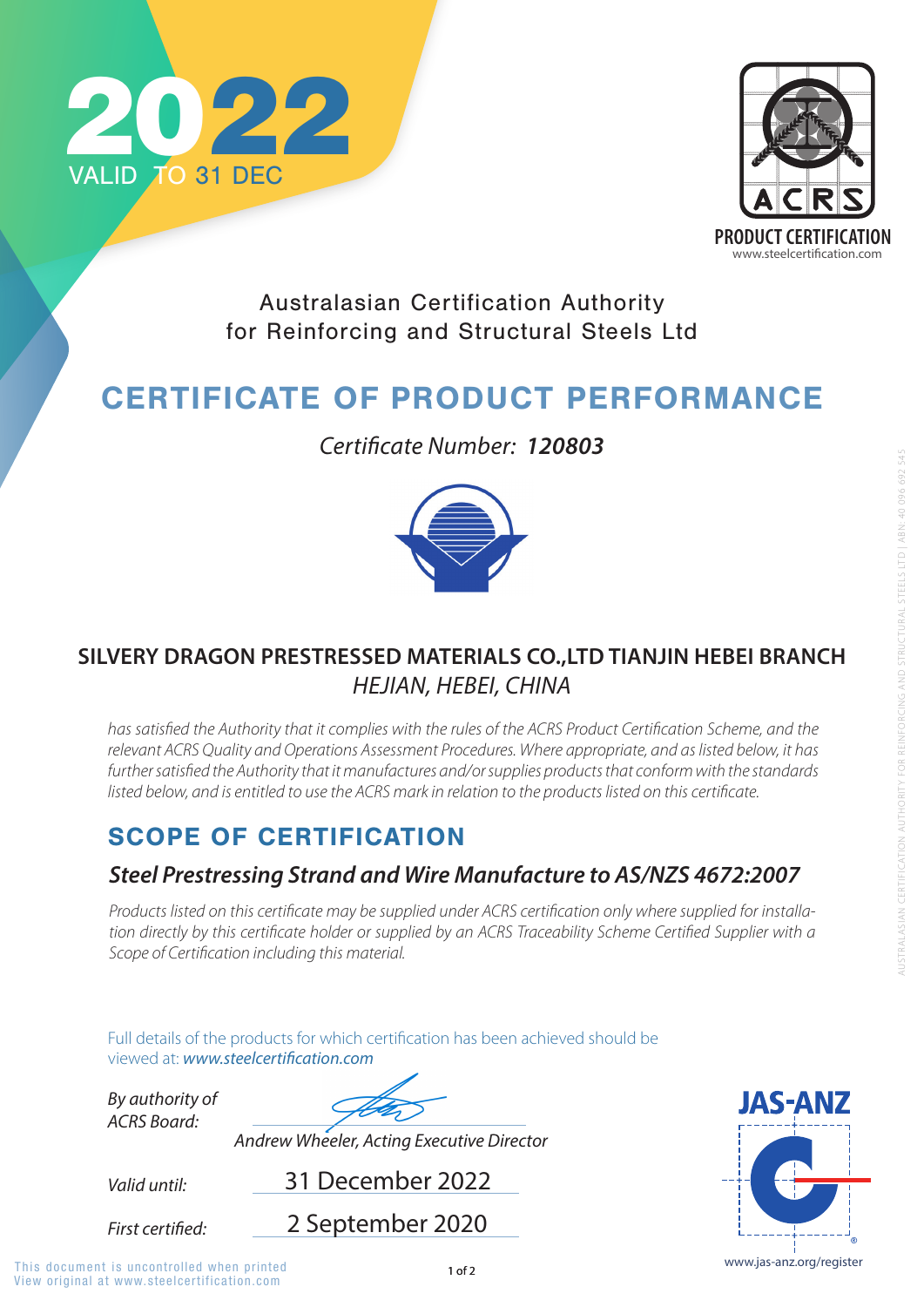2022 VALID TO 31 DEC

ACRS PRODUCT CERTIFICATION
www.steelcertification.com

Australasian Certification Authority for Reinforcing and Structural Steels Ltd

# CERTIFICATE OF PRODUCT PERFORMANCE

*Certificate Number:* ***120803***

## SILVERY DRAGON PRESTRESSED MATERIALS CO.,LTD TIANJIN HEBEI BRANCH
*HEJIAN, HEBEI, CHINA*

*has satisfied the Authority that it complies with the rules of the ACRS Product Certification Scheme, and the relevant ACRS Quality and Operations Assessment Procedures. Where appropriate, and as listed below, it has further satisfied the Authority that it manufactures and/or supplies products that conform with the standards listed below, and is entitled to use the ACRS mark in relation to the products listed on this certificate.*

## SCOPE OF CERTIFICATION

### *Steel Prestressing Strand and Wire Manufacture to AS/NZS 4672:2007*

*Products listed on this certificate may be supplied under ACRS certification only where supplied for installation directly by this certificate holder or supplied by an ACRS Traceability Scheme Certified Supplier with a Scope of Certification including this material.*

Full details of the products for which certification has been achieved should be viewed at: *www.steelcertification.com*

*By authority of ACRS Board:*

*Andrew Wheeler, Acting Executive Director*

*Valid until:* 31 December 2022

*First certified:* 2 September 2020

JAS-ANZ
www.jas-anz.org/register

This document is uncontrolled when printed
View original at www.steelcertification.com

AUSTRALASIAN CERTIFICATION AUTHORITY FOR REINFORCING AND STRUCTURAL STEELS LTD | ABN: 40 096 692 545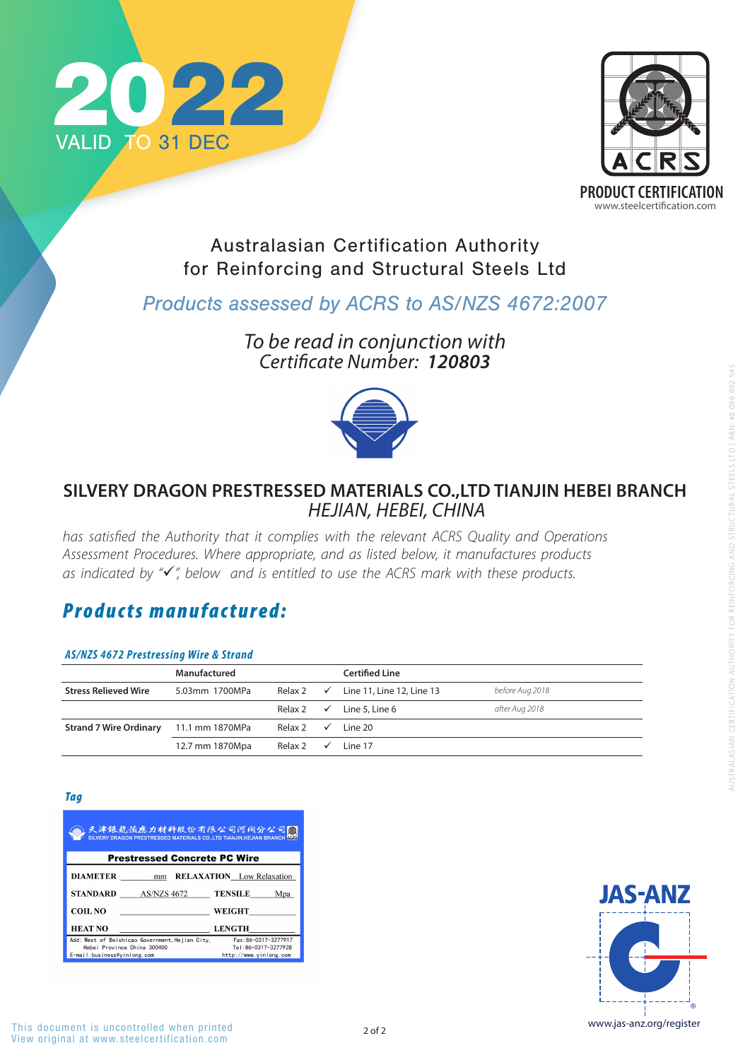2022

VALID TO 31 DEC

PRODUCT CERTIFICATION
www.steelcertification.com

Australasian Certification Authority
for Reinforcing and Structural Steels Ltd

*Products assessed by ACRS to AS/NZS 4672:2007*

*To be read in conjunction with Certificate Number: **120803***

## SILVERY DRAGON PRESTRESSED MATERIALS CO.,LTD TIANJIN HEBEI BRANCH
*HEJIAN, HEBEI, CHINA*

*has satisfied the Authority that it complies with the relevant ACRS Quality and Operations Assessment Procedures. Where appropriate, and as listed below, it manufactures products as indicated by "✓" below and is entitled to use the ACRS mark with these products.*

## Products manufactured:

### AS/NZS 4672 Prestressing Wire & Strand

| | Manufactured | | | Certified Line | |
|---|---|---|---|---|---|
| **Stress Relieved Wire** | 5.03mm 1700MPa | Relax 2 | ✓ | Line 11, Line 12, Line 13 | *before Aug 2018* |
| | | Relax 2 | ✓ | Line 5, Line 6 | *after Aug 2018* |
| **Strand 7 Wire Ordinary** | 11.1 mm 1870MPa | Relax 2 | ✓ | Line 20 | |
| | 12.7 mm 1870Mpa | Relax 2 | ✓ | Line 17 | |

### Tag

天津银龙预应力材料股份有限公司河间分公司
SILVERY DRAGON PRESTRESSED MATERIALS CO.,LTD TIANJIN,HEJIAN BRANCH

**Prestressed Concrete PC Wire**

DIAMETER ______ mm RELAXATION Low Relaxation
STANDARD AS/NZS 4672 TENSILE ______ Mpa
COIL NO ______ WEIGHT ______
HEAT NO ______ LENGTH ______

Add: West of Beishicao Government, Hejian City, Hebei Province China 300400
E-mail: business@yinlong.com
Fax: 86-0317-3277917
Tel: 86-0317-3277928
http://www.yinlong.com

JAS-ANZ
www.jas-anz.org/register

This document is uncontrolled when printed
View original at www.steelcertification.com

AUSTRALASIAN CERTIFICATION AUTHORITY FOR REINFORCING AND STRUCTURAL STEELS LTD | ABN: 40 096 692 545